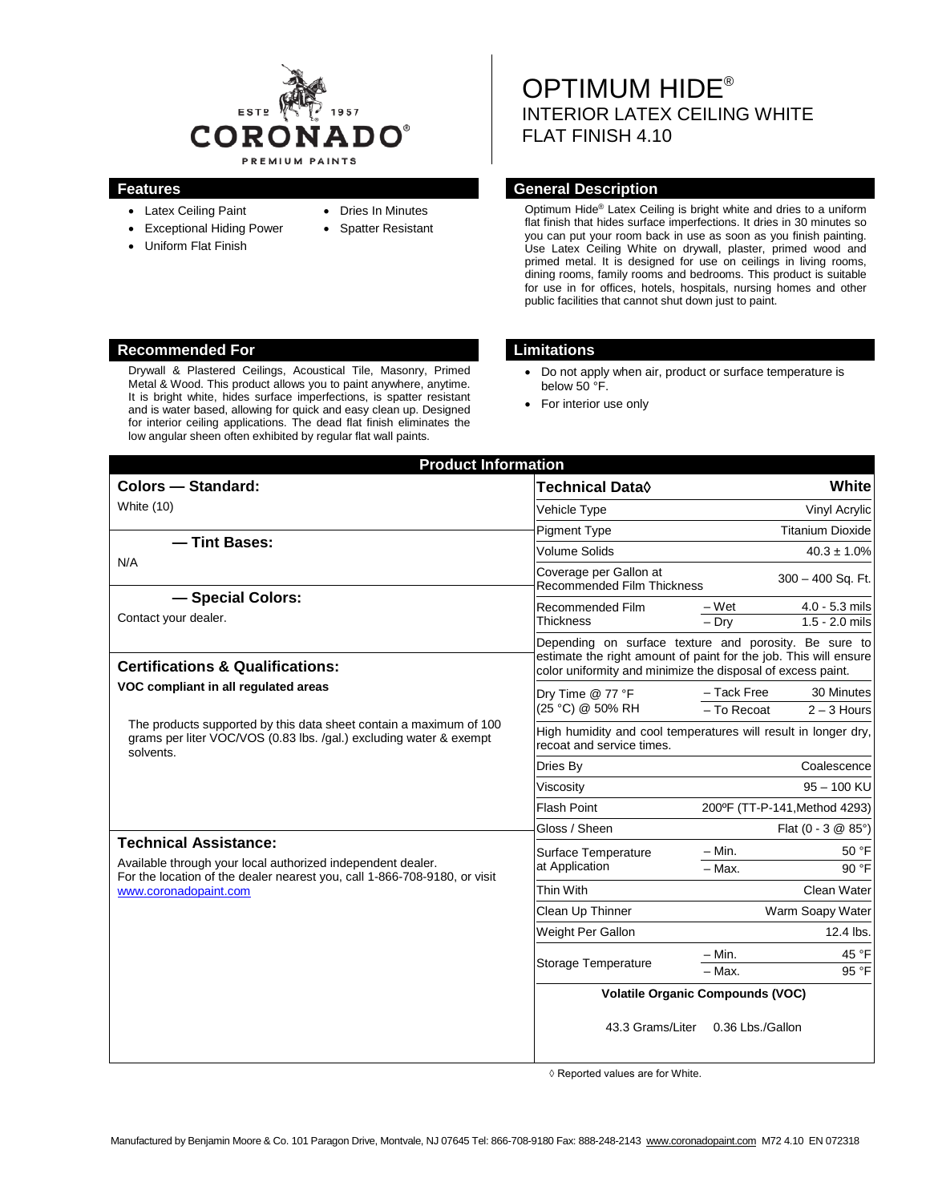# OPTIMUM HIDE®

## INTERIOR LATEX CEILING WHITE FLAT FINISH 4.10

## Features

- Latex Ceiling Paint
- Exceptional Hiding Power
- Uniform Flat Finish
- Dries In Minutes
- Spatter Resistant

## General Description

Optimum Hide® Latex Ceiling is bright white and dries to a uniform flat finish that hides surface imperfections. It dries in 30 minutes so you can put your room back in use as soon as you finish painting. Use Latex Ceiling White on drywall, plaster, primed wood and primed metal. It is designed for use on ceilings in living rooms, dining rooms, family rooms and bedrooms. This product is suitable for use in for offices, hotels, hospitals, nursing homes and other public facilities that cannot shut down just to paint.

## Recommended For

Drywall & Plastered Ceilings, Acoustical Tile, Masonry, Primed Metal & Wood. This product allows you to paint anywhere, anytime. It is bright white, hides surface imperfections, is spatter resistant and is water based, allowing for quick and easy clean up. Designed for interior ceiling applications. The dead flat finish eliminates the low angular sheen often exhibited by regular flat wall paints.

## Limitations

- Do not apply when air, product or surface temperature is below 50 °F.
- For interior use only

## Product Information

### Colors — Standard:

White (10)

### — Tint Bases:

N/A

### — Special Colors:

Contact your dealer.

### Certifications & Qualifications:

**VOC compliant in all regulated areas**

The products supported by this data sheet contain a maximum of 100 grams per liter VOC/VOS (0.83 lbs. /gal.) excluding water & exempt solvents.

### Technical Assistance:

Available through your local authorized independent dealer. For the location of the dealer nearest you, call 1-866-708-9180, or visit www.coronadopaint.com

| Technical Data◊ | | White |
|---|---|---|
| Vehicle Type | | Vinyl Acrylic |
| Pigment Type | | Titanium Dioxide |
| Volume Solids | | 40.3 ± 1.0% |
| Coverage per Gallon at Recommended Film Thickness | | 300 – 400 Sq. Ft. |
| Recommended Film Thickness | – Wet | 4.0 - 5.3 mils |
| | – Dry | 1.5 - 2.0 mils |
| Depending on surface texture and porosity. Be sure to estimate the right amount of paint for the job. This will ensure color uniformity and minimize the disposal of excess paint. | | |
| Dry Time @ 77 °F (25 °C) @ 50% RH | – Tack Free | 30 Minutes |
| | – To Recoat | 2 – 3 Hours |
| High humidity and cool temperatures will result in longer dry, recoat and service times. | | |
| Dries By | | Coalescence |
| Viscosity | | 95 – 100 KU |
| Flash Point | | 200ºF (TT-P-141,Method 4293) |
| Gloss / Sheen | | Flat (0 - 3 @ 85°) |
| Surface Temperature at Application | – Min. | 50 °F |
| | – Max. | 90 °F |
| Thin With | | Clean Water |
| Clean Up Thinner | | Warm Soapy Water |
| Weight Per Gallon | | 12.4 lbs. |
| Storage Temperature | – Min. | 45 °F |
| | – Max. | 95 °F |
| **Volatile Organic Compounds (VOC)** | | |
| 43.3 Grams/Liter | | 0.36 Lbs./Gallon |

◊ Reported values are for White.

Manufactured by Benjamin Moore & Co. 101 Paragon Drive, Montvale, NJ 07645 Tel: 866-708-9180 Fax: 888-248-2143 www.coronadopaint.com M72 4.10 EN 072318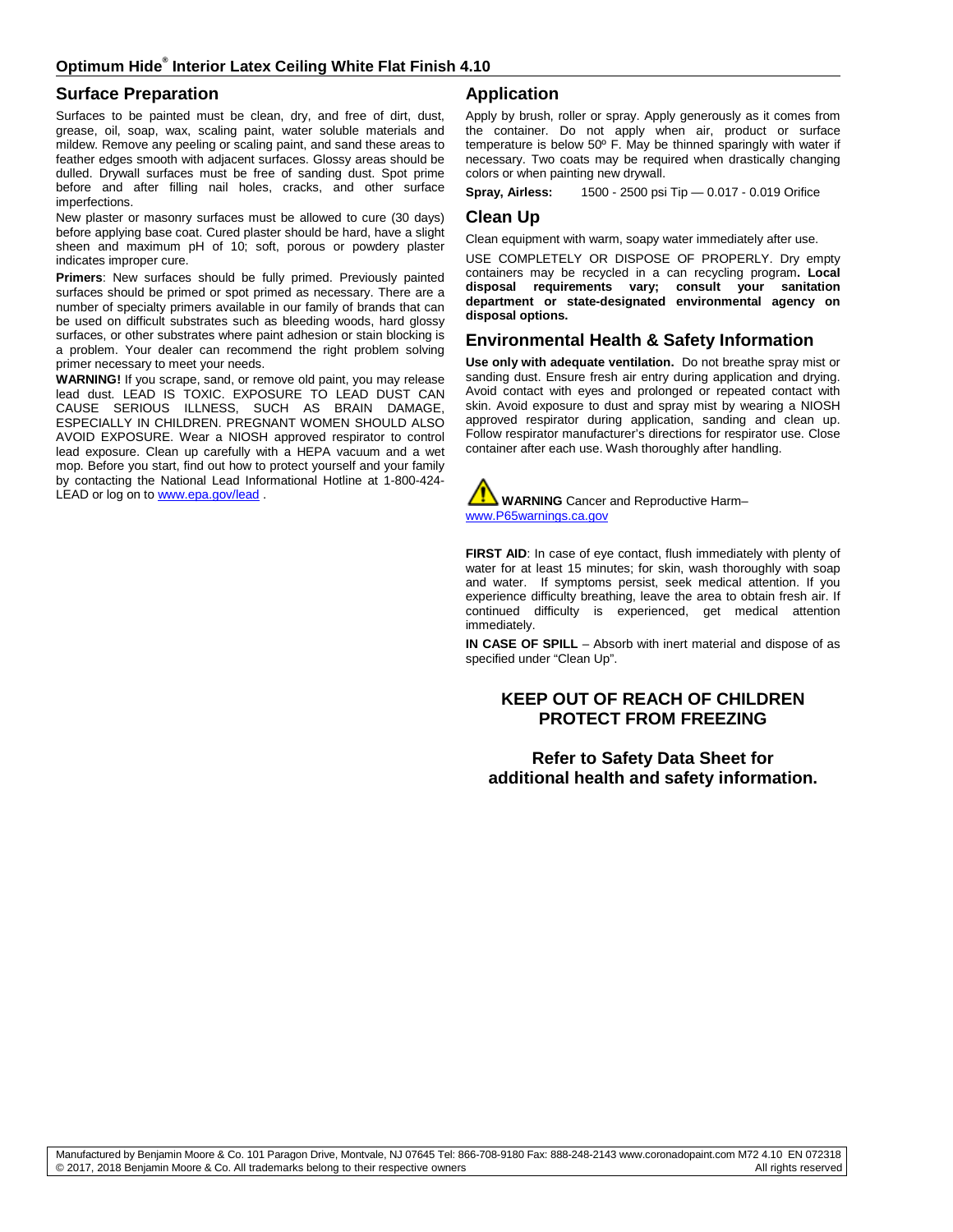# Optimum Hide® Interior Latex Ceiling White Flat Finish 4.10

## Surface Preparation

Surfaces to be painted must be clean, dry, and free of dirt, dust, grease, oil, soap, wax, scaling paint, water soluble materials and mildew. Remove any peeling or scaling paint, and sand these areas to feather edges smooth with adjacent surfaces. Glossy areas should be dulled. Drywall surfaces must be free of sanding dust. Spot prime before and after filling nail holes, cracks, and other surface imperfections.

New plaster or masonry surfaces must be allowed to cure (30 days) before applying base coat. Cured plaster should be hard, have a slight sheen and maximum pH of 10; soft, porous or powdery plaster indicates improper cure.

**Primers**: New surfaces should be fully primed. Previously painted surfaces should be primed or spot primed as necessary. There are a number of specialty primers available in our family of brands that can be used on difficult substrates such as bleeding woods, hard glossy surfaces, or other substrates where paint adhesion or stain blocking is a problem. Your dealer can recommend the right problem solving primer necessary to meet your needs.

**WARNING!** If you scrape, sand, or remove old paint, you may release lead dust. LEAD IS TOXIC. EXPOSURE TO LEAD DUST CAN CAUSE SERIOUS ILLNESS, SUCH AS BRAIN DAMAGE, ESPECIALLY IN CHILDREN. PREGNANT WOMEN SHOULD ALSO AVOID EXPOSURE. Wear a NIOSH approved respirator to control lead exposure. Clean up carefully with a HEPA vacuum and a wet mop. Before you start, find out how to protect yourself and your family by contacting the National Lead Informational Hotline at 1-800-424-LEAD or log on to www.epa.gov/lead .

## Application

Apply by brush, roller or spray. Apply generously as it comes from the container. Do not apply when air, product or surface temperature is below 50º F. May be thinned sparingly with water if necessary. Two coats may be required when drastically changing colors or when painting new drywall.

**Spray, Airless:** 1500 - 2500 psi Tip — 0.017 - 0.019 Orifice

## Clean Up

Clean equipment with warm, soapy water immediately after use.

USE COMPLETELY OR DISPOSE OF PROPERLY. Dry empty containers may be recycled in a can recycling program**. Local disposal requirements vary; consult your sanitation department or state-designated environmental agency on disposal options.**

## Environmental Health & Safety Information

**Use only with adequate ventilation.** Do not breathe spray mist or sanding dust. Ensure fresh air entry during application and drying. Avoid contact with eyes and prolonged or repeated contact with skin. Avoid exposure to dust and spray mist by wearing a NIOSH approved respirator during application, sanding and clean up. Follow respirator manufacturer's directions for respirator use. Close container after each use. Wash thoroughly after handling.

**WARNING** Cancer and Reproductive Harm– www.P65warnings.ca.gov

**FIRST AID**: In case of eye contact, flush immediately with plenty of water for at least 15 minutes; for skin, wash thoroughly with soap and water. If symptoms persist, seek medical attention. If you experience difficulty breathing, leave the area to obtain fresh air. If continued difficulty is experienced, get medical attention immediately.

**IN CASE OF SPILL** – Absorb with inert material and dispose of as specified under "Clean Up".

**KEEP OUT OF REACH OF CHILDREN**
**PROTECT FROM FREEZING**

**Refer to Safety Data Sheet for additional health and safety information.**

Manufactured by Benjamin Moore & Co. 101 Paragon Drive, Montvale, NJ 07645 Tel: 866-708-9180 Fax: 888-248-2143 www.coronadopaint.com M72 4.10 EN 072318
© 2017, 2018 Benjamin Moore & Co. All trademarks belong to their respective owners All rights reserved